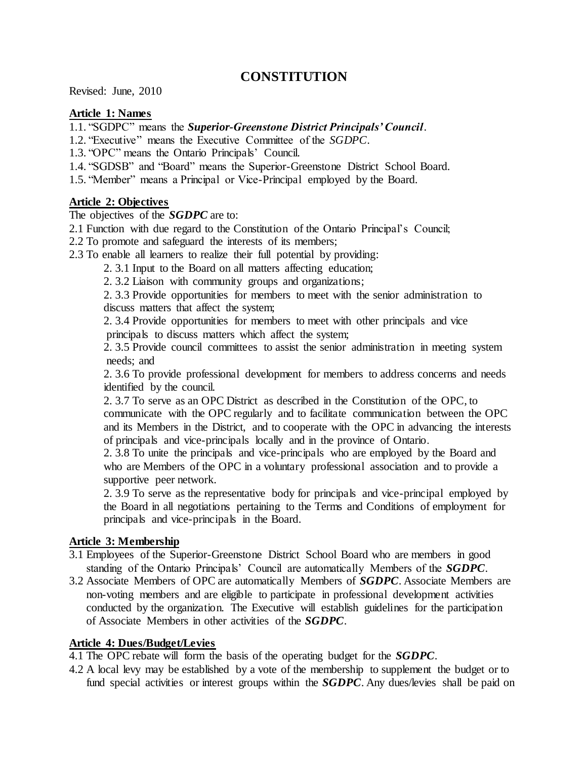# CONSTITUTION

Revised: June, 2010

**Article 1: Names**

1.1. "SGDPC" means the ***Superior-Greenstone District Principals' Council***.
1.2. "Executive" means the Executive Committee of the *SGDPC*.
1.3. "OPC" means the Ontario Principals' Council.
1.4. "SGDSB" and "Board" means the Superior-Greenstone District School Board.
1.5. "Member" means a Principal or Vice-Principal employed by the Board.

**Article 2: Objectives**

The objectives of the ***SGDPC*** are to:

2.1 Function with due regard to the Constitution of the Ontario Principal's Council;
2.2 To promote and safeguard the interests of its members;
2.3 To enable all learners to realize their full potential by providing:

- 2. 3.1 Input to the Board on all matters affecting education;
- 2. 3.2 Liaison with community groups and organizations;
- 2. 3.3 Provide opportunities for members to meet with the senior administration to discuss matters that affect the system;
- 2. 3.4 Provide opportunities for members to meet with other principals and vice principals to discuss matters which affect the system;
- 2. 3.5 Provide council committees to assist the senior administration in meeting system needs; and
- 2. 3.6 To provide professional development for members to address concerns and needs identified by the council.
- 2. 3.7 To serve as an OPC District as described in the Constitution of the OPC, to communicate with the OPC regularly and to facilitate communication between the OPC and its Members in the District, and to cooperate with the OPC in advancing the interests of principals and vice-principals locally and in the province of Ontario.
- 2. 3.8 To unite the principals and vice-principals who are employed by the Board and who are Members of the OPC in a voluntary professional association and to provide a supportive peer network.
- 2. 3.9 To serve as the representative body for principals and vice-principal employed by the Board in all negotiations pertaining to the Terms and Conditions of employment for principals and vice-principals in the Board.

**Article 3: Membership**

3.1 Employees of the Superior-Greenstone District School Board who are members in good standing of the Ontario Principals' Council are automatically Members of the ***SGDPC***.
3.2 Associate Members of OPC are automatically Members of ***SGDPC***. Associate Members are non-voting members and are eligible to participate in professional development activities conducted by the organization. The Executive will establish guidelines for the participation of Associate Members in other activities of the ***SGDPC***.

**Article 4: Dues/Budget/Levies**

4.1 The OPC rebate will form the basis of the operating budget for the ***SGDPC***.
4.2 A local levy may be established by a vote of the membership to supplement the budget or to fund special activities or interest groups within the ***SGDPC***. Any dues/levies shall be paid on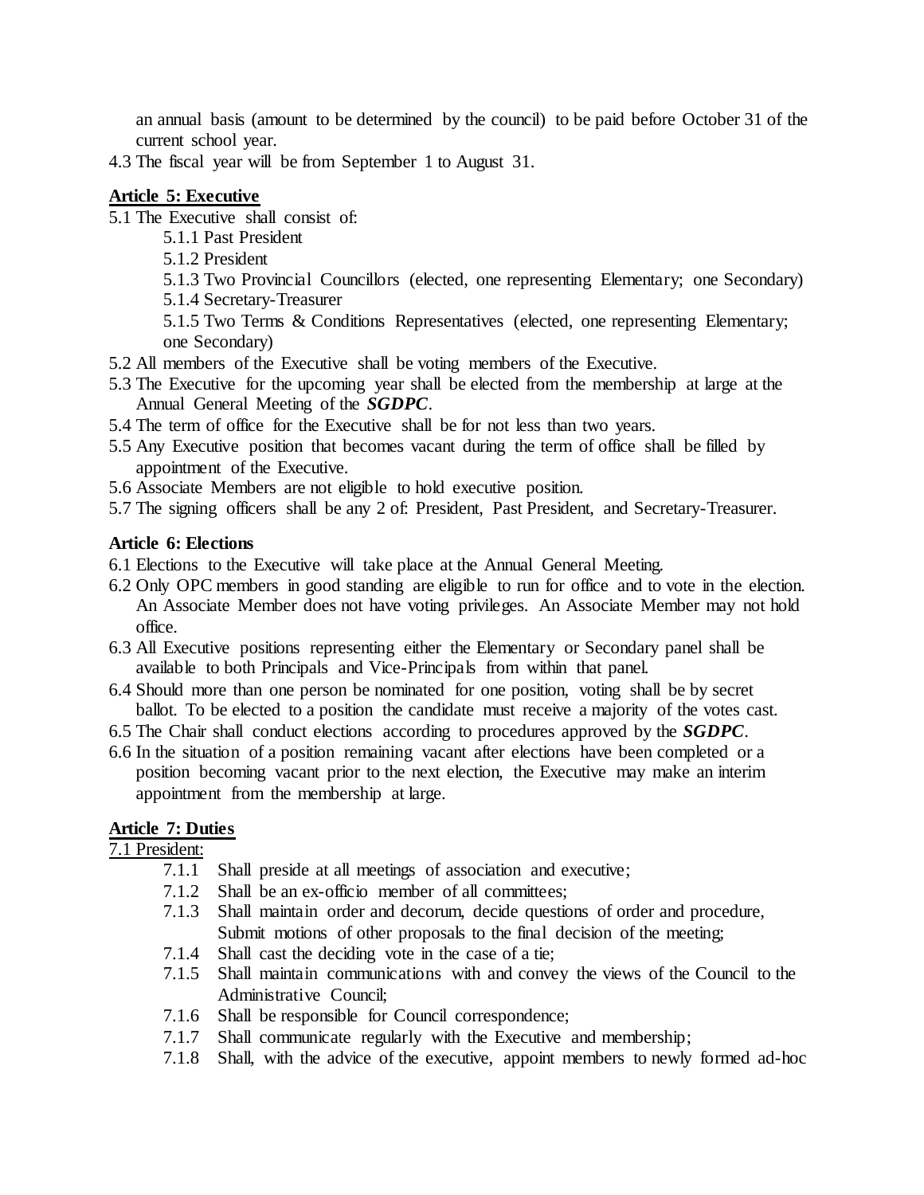an annual basis (amount to be determined by the council) to be paid before October 31 of the current school year.

4.3 The fiscal year will be from September 1 to August 31.

## Article 5: Executive

5.1 The Executive shall consist of:

- 5.1.1 Past President
- 5.1.2 President
- 5.1.3 Two Provincial Councillors (elected, one representing Elementary; one Secondary)
- 5.1.4 Secretary-Treasurer
- 5.1.5 Two Terms & Conditions Representatives (elected, one representing Elementary; one Secondary)

5.2 All members of the Executive shall be voting members of the Executive.

5.3 The Executive for the upcoming year shall be elected from the membership at large at the Annual General Meeting of the ***SGDPC***.

5.4 The term of office for the Executive shall be for not less than two years.

5.5 Any Executive position that becomes vacant during the term of office shall be filled by appointment of the Executive.

5.6 Associate Members are not eligible to hold executive position.

5.7 The signing officers shall be any 2 of: President, Past President, and Secretary-Treasurer.

## Article 6: Elections

6.1 Elections to the Executive will take place at the Annual General Meeting.

6.2 Only OPC members in good standing are eligible to run for office and to vote in the election. An Associate Member does not have voting privileges. An Associate Member may not hold office.

6.3 All Executive positions representing either the Elementary or Secondary panel shall be available to both Principals and Vice-Principals from within that panel.

6.4 Should more than one person be nominated for one position, voting shall be by secret ballot. To be elected to a position the candidate must receive a majority of the votes cast.

6.5 The Chair shall conduct elections according to procedures approved by the ***SGDPC***.

6.6 In the situation of a position remaining vacant after elections have been completed or a position becoming vacant prior to the next election, the Executive may make an interim appointment from the membership at large.

## Article 7: Duties

7.1 President:

- 7.1.1 Shall preside at all meetings of association and executive;
- 7.1.2 Shall be an ex-officio member of all committees;
- 7.1.3 Shall maintain order and decorum, decide questions of order and procedure, Submit motions of other proposals to the final decision of the meeting;
- 7.1.4 Shall cast the deciding vote in the case of a tie;
- 7.1.5 Shall maintain communications with and convey the views of the Council to the Administrative Council;
- 7.1.6 Shall be responsible for Council correspondence;
- 7.1.7 Shall communicate regularly with the Executive and membership;
- 7.1.8 Shall, with the advice of the executive, appoint members to newly formed ad-hoc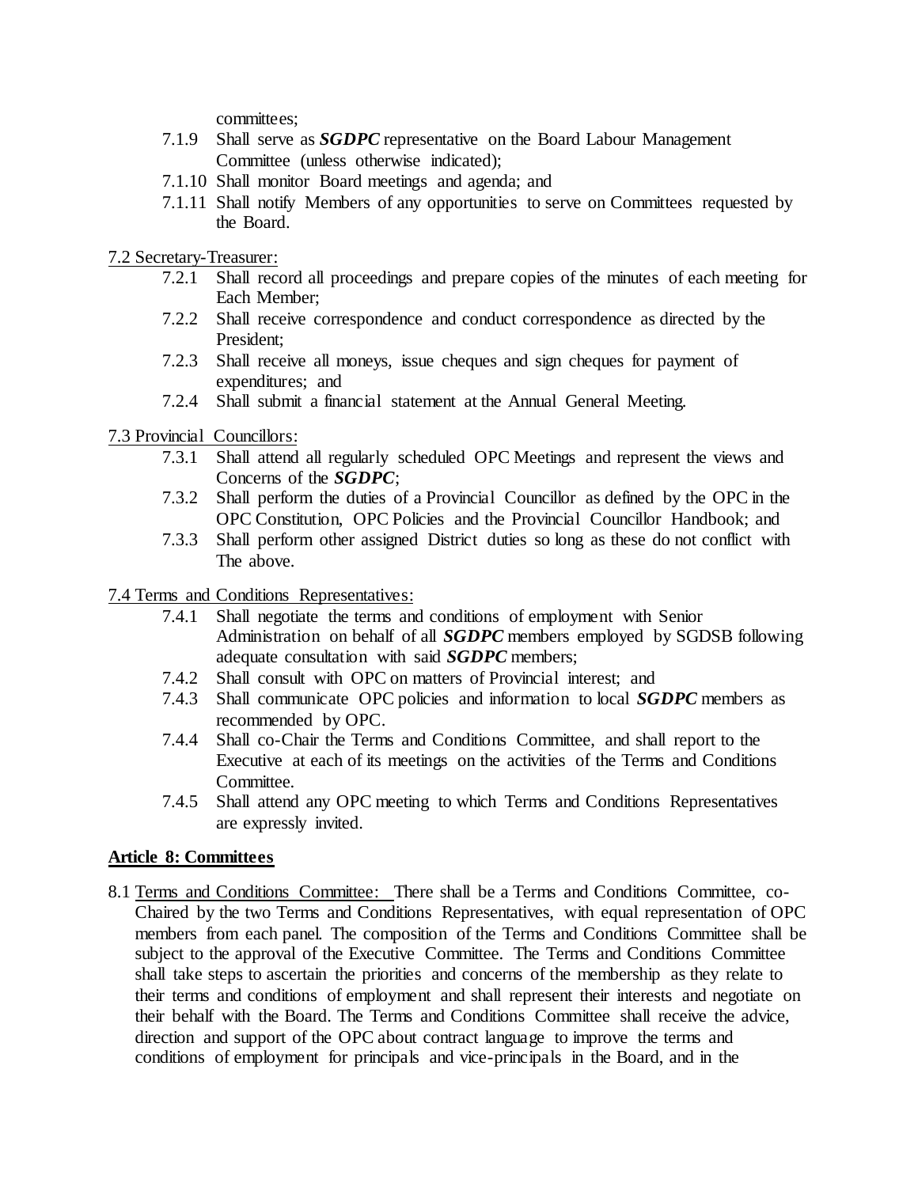committees;

- 7.1.9 Shall serve as ***SGDPC*** representative on the Board Labour Management Committee (unless otherwise indicated);
- 7.1.10 Shall monitor Board meetings and agenda; and
- 7.1.11 Shall notify Members of any opportunities to serve on Committees requested by the Board.

7.2 Secretary-Treasurer:

- 7.2.1 Shall record all proceedings and prepare copies of the minutes of each meeting for Each Member;
- 7.2.2 Shall receive correspondence and conduct correspondence as directed by the President;
- 7.2.3 Shall receive all moneys, issue cheques and sign cheques for payment of expenditures; and
- 7.2.4 Shall submit a financial statement at the Annual General Meeting.

7.3 Provincial Councillors:

- 7.3.1 Shall attend all regularly scheduled OPC Meetings and represent the views and Concerns of the ***SGDPC***;
- 7.3.2 Shall perform the duties of a Provincial Councillor as defined by the OPC in the OPC Constitution, OPC Policies and the Provincial Councillor Handbook; and
- 7.3.3 Shall perform other assigned District duties so long as these do not conflict with The above.

7.4 Terms and Conditions Representatives:

- 7.4.1 Shall negotiate the terms and conditions of employment with Senior Administration on behalf of all ***SGDPC*** members employed by SGDSB following adequate consultation with said ***SGDPC*** members;
- 7.4.2 Shall consult with OPC on matters of Provincial interest; and
- 7.4.3 Shall communicate OPC policies and information to local ***SGDPC*** members as recommended by OPC.
- 7.4.4 Shall co-Chair the Terms and Conditions Committee, and shall report to the Executive at each of its meetings on the activities of the Terms and Conditions Committee.
- 7.4.5 Shall attend any OPC meeting to which Terms and Conditions Representatives are expressly invited.

## Article 8: Committees

8.1 Terms and Conditions Committee: There shall be a Terms and Conditions Committee, co-Chaired by the two Terms and Conditions Representatives, with equal representation of OPC members from each panel. The composition of the Terms and Conditions Committee shall be subject to the approval of the Executive Committee. The Terms and Conditions Committee shall take steps to ascertain the priorities and concerns of the membership as they relate to their terms and conditions of employment and shall represent their interests and negotiate on their behalf with the Board. The Terms and Conditions Committee shall receive the advice, direction and support of the OPC about contract language to improve the terms and conditions of employment for principals and vice-principals in the Board, and in the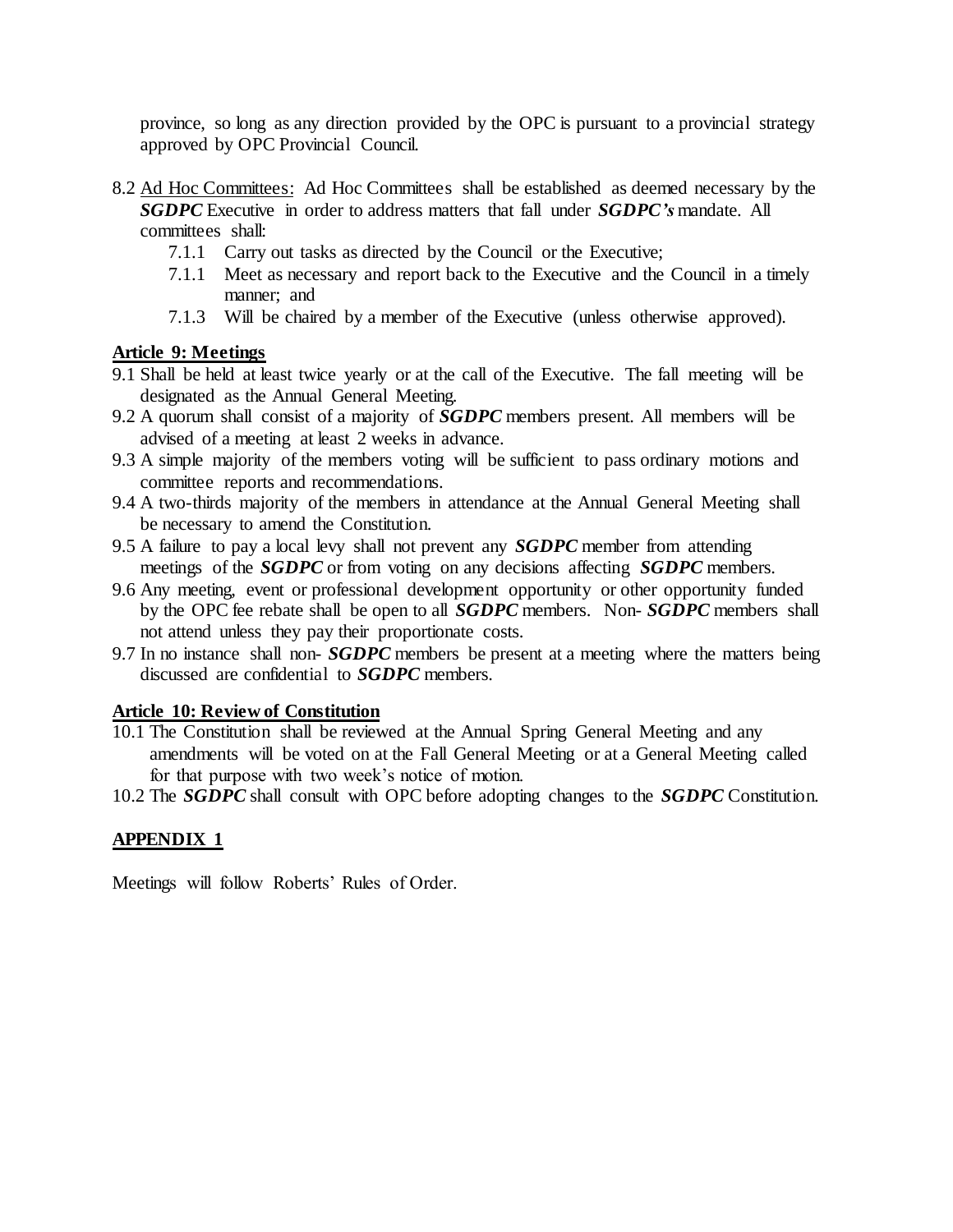province, so long as any direction provided by the OPC is pursuant to a provincial strategy approved by OPC Provincial Council.

8.2 Ad Hoc Committees: Ad Hoc Committees shall be established as deemed necessary by the ***SGDPC*** Executive in order to address matters that fall under ***SGDPC's*** mandate. All committees shall:

- 7.1.1 Carry out tasks as directed by the Council or the Executive;
- 7.1.1 Meet as necessary and report back to the Executive and the Council in a timely manner; and
- 7.1.3 Will be chaired by a member of the Executive (unless otherwise approved).

**Article 9: Meetings**

9.1 Shall be held at least twice yearly or at the call of the Executive. The fall meeting will be designated as the Annual General Meeting.

9.2 A quorum shall consist of a majority of ***SGDPC*** members present. All members will be advised of a meeting at least 2 weeks in advance.

9.3 A simple majority of the members voting will be sufficient to pass ordinary motions and committee reports and recommendations.

9.4 A two-thirds majority of the members in attendance at the Annual General Meeting shall be necessary to amend the Constitution.

9.5 A failure to pay a local levy shall not prevent any ***SGDPC*** member from attending meetings of the ***SGDPC*** or from voting on any decisions affecting ***SGDPC*** members.

9.6 Any meeting, event or professional development opportunity or other opportunity funded by the OPC fee rebate shall be open to all ***SGDPC*** members. Non- ***SGDPC*** members shall not attend unless they pay their proportionate costs.

9.7 In no instance shall non- ***SGDPC*** members be present at a meeting where the matters being discussed are confidential to ***SGDPC*** members.

**Article 10: Review of Constitution**

10.1 The Constitution shall be reviewed at the Annual Spring General Meeting and any amendments will be voted on at the Fall General Meeting or at a General Meeting called for that purpose with two week's notice of motion.

10.2 The ***SGDPC*** shall consult with OPC before adopting changes to the ***SGDPC*** Constitution.

**APPENDIX 1**

Meetings will follow Roberts' Rules of Order.